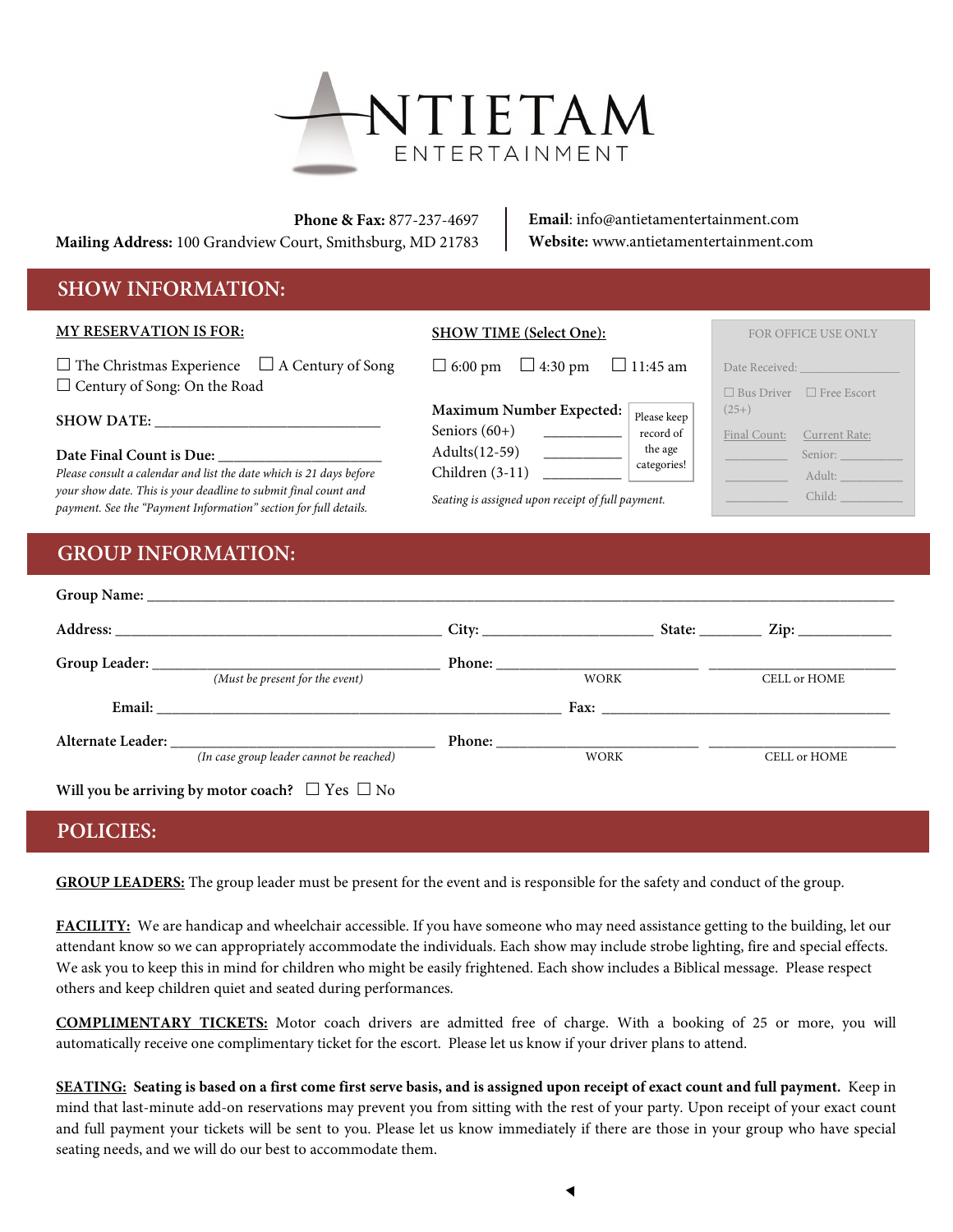# ANTIETAM ENTERTAINMENT

**Phone & Fax:** 877-237-4697
**Mailing Address:** 100 Grandview Court, Smithsburg, MD 21783

**Email**: info@antietamentertainment.com
**Website:** www.antietamentertainment.com

## SHOW INFORMATION:

**MY RESERVATION IS FOR:**

☐ The Christmas Experience ☐ A Century of Song
☐ Century of Song: On the Road

**SHOW DATE:** ______________________________

**Date Final Count is Due:** ______________________
*Please consult a calendar and list the date which is 21 days before your show date. This is your deadline to submit final count and payment. See the "Payment Information" section for full details.*

**SHOW TIME (Select One):**

☐ 6:00 pm ☐ 4:30 pm ☐ 11:45 am

**Maximum Number Expected:**

Seniors (60+) __________
Adults(12-59) __________
Children (3-11) __________

Please keep record of the age categories!

*Seating is assigned upon receipt of full payment.*

FOR OFFICE USE ONLY

Date Received: ______________

☐ Bus Driver ☐ Free Escort (25+)

| Final Count: | Current Rate: |
| --- | --- |
| ________ | Senior: ________ |
| ________ | Adult: ________ |
| ________ | Child: ________ |

## GROUP INFORMATION:

**Group Name:** ________________________________________________________________

**Address:** ______________________________ **City:** ________________ **State:** ______ **Zip:** __________

**Group Leader:** ____________________________ **Phone:** ____________________ ____________________
*(Must be present for the event)* WORK CELL or HOME

**Email:** ______________________________________ **Fax:** ______________________________

**Alternate Leader:** ____________________________ **Phone:** ____________________ ____________________
*(In case group leader cannot be reached)* WORK CELL or HOME

**Will you be arriving by motor coach?** ☐ Yes ☐ No

## POLICIES:

**GROUP LEADERS:** The group leader must be present for the event and is responsible for the safety and conduct of the group.

**FACILITY:** We are handicap and wheelchair accessible. If you have someone who may need assistance getting to the building, let our attendant know so we can appropriately accommodate the individuals. Each show may include strobe lighting, fire and special effects. We ask you to keep this in mind for children who might be easily frightened. Each show includes a Biblical message. Please respect others and keep children quiet and seated during performances.

**COMPLIMENTARY TICKETS:** Motor coach drivers are admitted free of charge. With a booking of 25 or more, you will automatically receive one complimentary ticket for the escort. Please let us know if your driver plans to attend.

**SEATING:** **Seating is based on a first come first serve basis, and is assigned upon receipt of exact count and full payment.** Keep in mind that last-minute add-on reservations may prevent you from sitting with the rest of your party. Upon receipt of your exact count and full payment your tickets will be sent to you. Please let us know immediately if there are those in your group who have special seating needs, and we will do our best to accommodate them.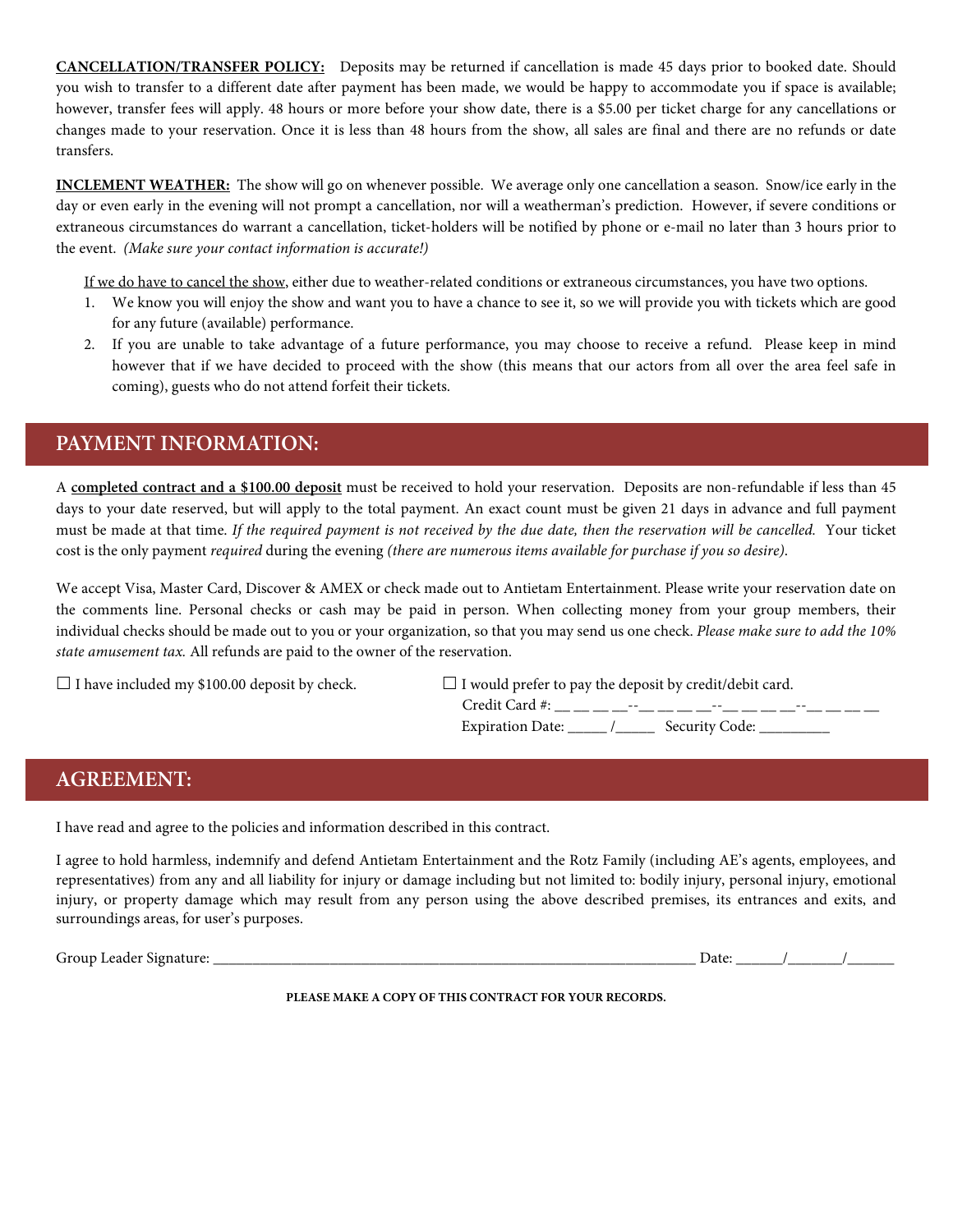**CANCELLATION/TRANSFER POLICY:** Deposits may be returned if cancellation is made 45 days prior to booked date. Should you wish to transfer to a different date after payment has been made, we would be happy to accommodate you if space is available; however, transfer fees will apply. 48 hours or more before your show date, there is a $5.00 per ticket charge for any cancellations or changes made to your reservation. Once it is less than 48 hours from the show, all sales are final and there are no refunds or date transfers.

**INCLEMENT WEATHER:** The show will go on whenever possible. We average only one cancellation a season. Snow/ice early in the day or even early in the evening will not prompt a cancellation, nor will a weatherman's prediction. However, if severe conditions or extraneous circumstances do warrant a cancellation, ticket-holders will be notified by phone or e-mail no later than 3 hours prior to the event. *(Make sure your contact information is accurate!)*

If we do have to cancel the show, either due to weather-related conditions or extraneous circumstances, you have two options.

1. We know you will enjoy the show and want you to have a chance to see it, so we will provide you with tickets which are good for any future (available) performance.
2. If you are unable to take advantage of a future performance, you may choose to receive a refund. Please keep in mind however that if we have decided to proceed with the show (this means that our actors from all over the area feel safe in coming), guests who do not attend forfeit their tickets.

## PAYMENT INFORMATION:

A **completed contract and a $100.00 deposit** must be received to hold your reservation. Deposits are non-refundable if less than 45 days to your date reserved, but will apply to the total payment. An exact count must be given 21 days in advance and full payment must be made at that time. *If the required payment is not received by the due date, then the reservation will be cancelled.* Your ticket cost is the only payment *required* during the evening *(there are numerous items available for purchase if you so desire).*

We accept Visa, Master Card, Discover & AMEX or check made out to Antietam Entertainment. Please write your reservation date on the comments line. Personal checks or cash may be paid in person. When collecting money from your group members, their individual checks should be made out to you or your organization, so that you may send us one check. *Please make sure to add the 10% state amusement tax.* All refunds are paid to the owner of the reservation.

☐ I have included my $100.00 deposit by check.

☐ I would prefer to pay the deposit by credit/debit card.
Credit Card #: __ __ __ __-- __ __ __ __-- __ __ __ __-- __ __ __ __
Expiration Date: _____ /_____ Security Code: _________

## AGREEMENT:

I have read and agree to the policies and information described in this contract.

I agree to hold harmless, indemnify and defend Antietam Entertainment and the Rotz Family (including AE's agents, employees, and representatives) from any and all liability for injury or damage including but not limited to: bodily injury, personal injury, emotional injury, or property damage which may result from any person using the above described premises, its entrances and exits, and surroundings areas, for user's purposes.

Group Leader Signature: ________________________________________________ Date: ______/_______/______

**PLEASE MAKE A COPY OF THIS CONTRACT FOR YOUR RECORDS.**